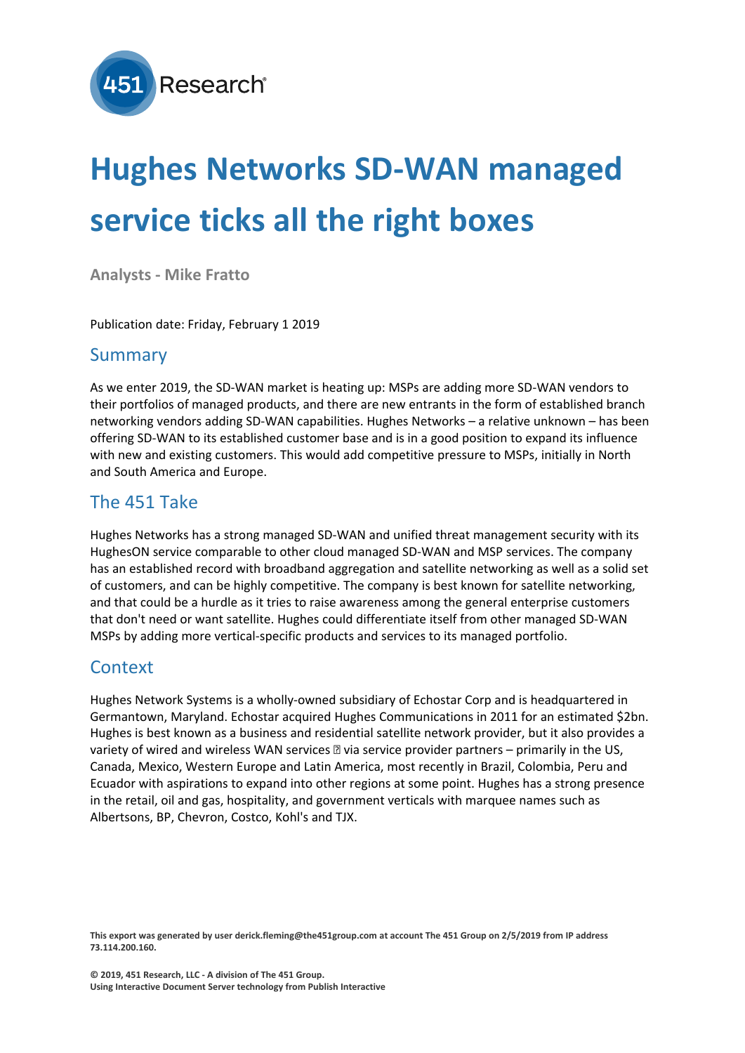# Hughes Networks SD-WAN managed service ticks all the right boxes

**Analysts - Mike Fratto**

Publication date: Friday, February 1 2019

## Summary

As we enter 2019, the SD-WAN market is heating up: MSPs are adding more SD-WAN vendors to their portfolios of managed products, and there are new entrants in the form of established branch networking vendors adding SD-WAN capabilities. Hughes Networks – a relative unknown – has been offering SD-WAN to its established customer base and is in a good position to expand its influence with new and existing customers. This would add competitive pressure to MSPs, initially in North and South America and Europe.

## The 451 Take

Hughes Networks has a strong managed SD-WAN and unified threat management security with its HughesON service comparable to other cloud managed SD-WAN and MSP services. The company has an established record with broadband aggregation and satellite networking as well as a solid set of customers, and can be highly competitive. The company is best known for satellite networking, and that could be a hurdle as it tries to raise awareness among the general enterprise customers that don't need or want satellite. Hughes could differentiate itself from other managed SD-WAN MSPs by adding more vertical-specific products and services to its managed portfolio.

## Context

Hughes Network Systems is a wholly-owned subsidiary of Echostar Corp and is headquartered in Germantown, Maryland. Echostar acquired Hughes Communications in 2011 for an estimated $2bn. Hughes is best known as a business and residential satellite network provider, but it also provides a variety of wired and wireless WAN services  via service provider partners – primarily in the US, Canada, Mexico, Western Europe and Latin America, most recently in Brazil, Colombia, Peru and Ecuador with aspirations to expand into other regions at some point. Hughes has a strong presence in the retail, oil and gas, hospitality, and government verticals with marquee names such as Albertsons, BP, Chevron, Costco, Kohl's and TJX.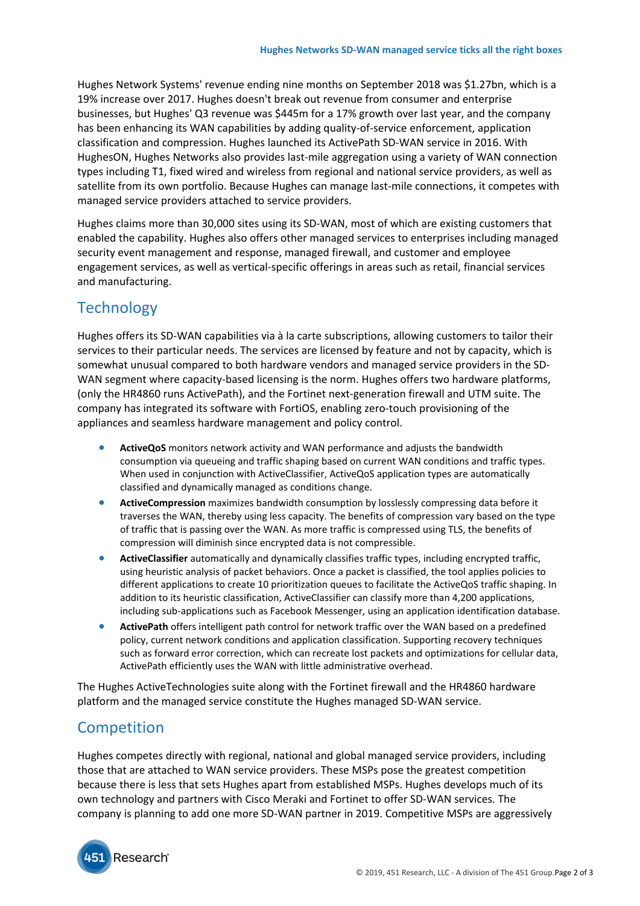Hughes Network Systems' revenue ending nine months on September 2018 was $1.27bn, which is a 19% increase over 2017. Hughes doesn't break out revenue from consumer and enterprise businesses, but Hughes' Q3 revenue was $445m for a 17% growth over last year, and the company has been enhancing its WAN capabilities by adding quality-of-service enforcement, application classification and compression. Hughes launched its ActivePath SD-WAN service in 2016. With HughesON, Hughes Networks also provides last-mile aggregation using a variety of WAN connection types including T1, fixed wired and wireless from regional and national service providers, as well as satellite from its own portfolio. Because Hughes can manage last-mile connections, it competes with managed service providers attached to service providers.

Hughes claims more than 30,000 sites using its SD-WAN, most of which are existing customers that enabled the capability. Hughes also offers other managed services to enterprises including managed security event management and response, managed firewall, and customer and employee engagement services, as well as vertical-specific offerings in areas such as retail, financial services and manufacturing.

## Technology

Hughes offers its SD-WAN capabilities via à la carte subscriptions, allowing customers to tailor their services to their particular needs. The services are licensed by feature and not by capacity, which is somewhat unusual compared to both hardware vendors and managed service providers in the SD-WAN segment where capacity-based licensing is the norm. Hughes offers two hardware platforms, (only the HR4860 runs ActivePath), and the Fortinet next-generation firewall and UTM suite. The company has integrated its software with FortiOS, enabling zero-touch provisioning of the appliances and seamless hardware management and policy control.

- **ActiveQoS** monitors network activity and WAN performance and adjusts the bandwidth consumption via queueing and traffic shaping based on current WAN conditions and traffic types. When used in conjunction with ActiveClassifier, ActiveQoS application types are automatically classified and dynamically managed as conditions change.
- **ActiveCompression** maximizes bandwidth consumption by losslessly compressing data before it traverses the WAN, thereby using less capacity. The benefits of compression vary based on the type of traffic that is passing over the WAN. As more traffic is compressed using TLS, the benefits of compression will diminish since encrypted data is not compressible.
- **ActiveClassifier** automatically and dynamically classifies traffic types, including encrypted traffic, using heuristic analysis of packet behaviors. Once a packet is classified, the tool applies policies to different applications to create 10 prioritization queues to facilitate the ActiveQoS traffic shaping. In addition to its heuristic classification, ActiveClassifier can classify more than 4,200 applications, including sub-applications such as Facebook Messenger, using an application identification database.
- **ActivePath** offers intelligent path control for network traffic over the WAN based on a predefined policy, current network conditions and application classification. Supporting recovery techniques such as forward error correction, which can recreate lost packets and optimizations for cellular data, ActivePath efficiently uses the WAN with little administrative overhead.

The Hughes ActiveTechnologies suite along with the Fortinet firewall and the HR4860 hardware platform and the managed service constitute the Hughes managed SD-WAN service.

## Competition

Hughes competes directly with regional, national and global managed service providers, including those that are attached to WAN service providers. These MSPs pose the greatest competition because there is less that sets Hughes apart from established MSPs. Hughes develops much of its own technology and partners with Cisco Meraki and Fortinet to offer SD-WAN services. The company is planning to add one more SD-WAN partner in 2019. Competitive MSPs are aggressively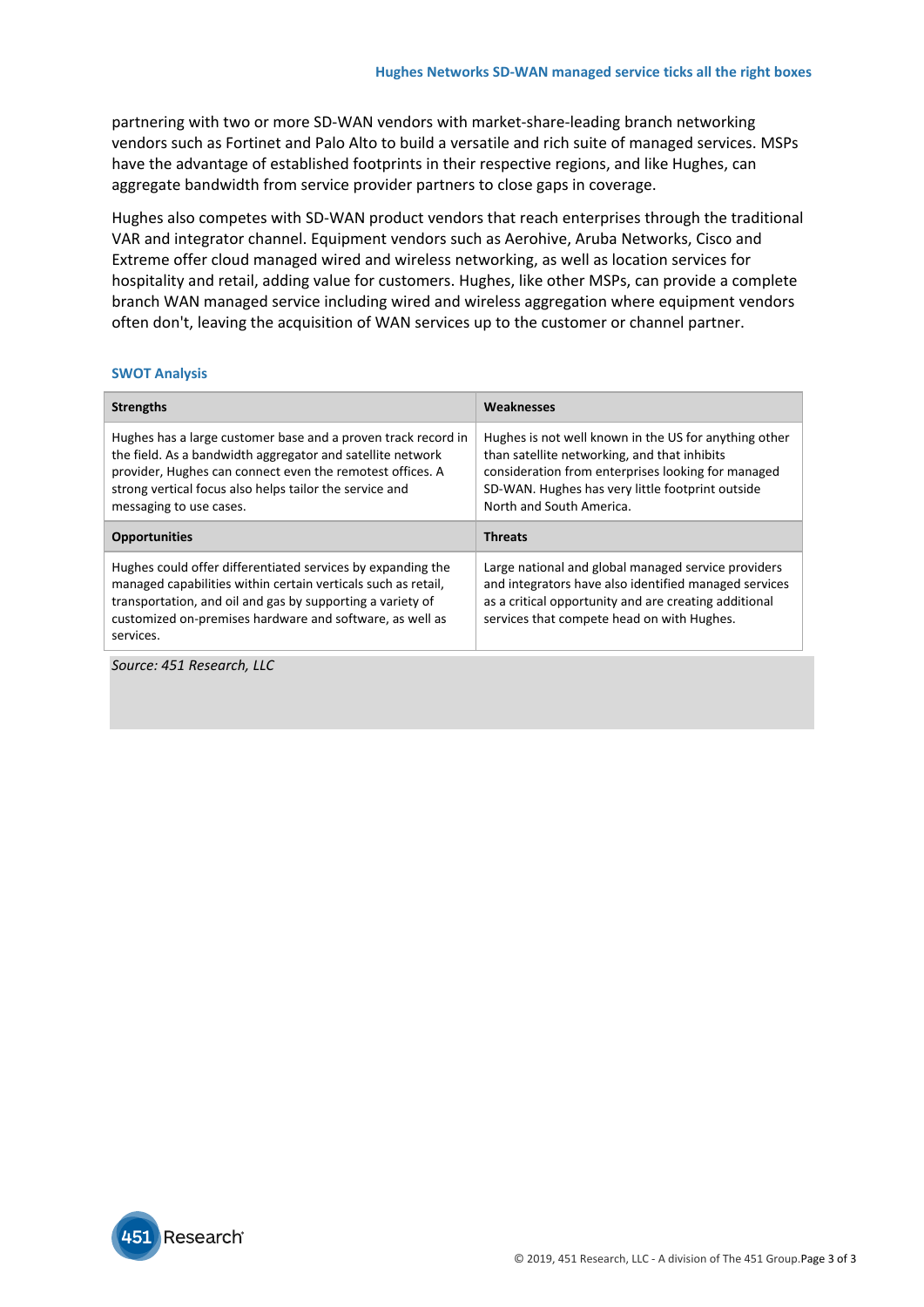partnering with two or more SD-WAN vendors with market-share-leading branch networking vendors such as Fortinet and Palo Alto to build a versatile and rich suite of managed services. MSPs have the advantage of established footprints in their respective regions, and like Hughes, can aggregate bandwidth from service provider partners to close gaps in coverage.

Hughes also competes with SD-WAN product vendors that reach enterprises through the traditional VAR and integrator channel. Equipment vendors such as Aerohive, Aruba Networks, Cisco and Extreme offer cloud managed wired and wireless networking, as well as location services for hospitality and retail, adding value for customers. Hughes, like other MSPs, can provide a complete branch WAN managed service including wired and wireless aggregation where equipment vendors often don't, leaving the acquisition of WAN services up to the customer or channel partner.

### SWOT Analysis

| Strengths | Weaknesses |
|---|---|
| Hughes has a large customer base and a proven track record in the field. As a bandwidth aggregator and satellite network provider, Hughes can connect even the remotest offices. A strong vertical focus also helps tailor the service and messaging to use cases. | Hughes is not well known in the US for anything other than satellite networking, and that inhibits consideration from enterprises looking for managed SD-WAN. Hughes has very little footprint outside North and South America. |
| **Opportunities** | **Threats** |
| Hughes could offer differentiated services by expanding the managed capabilities within certain verticals such as retail, transportation, and oil and gas by supporting a variety of customized on-premises hardware and software, as well as services. | Large national and global managed service providers and integrators have also identified managed services as a critical opportunity and are creating additional services that compete head on with Hughes. |

*Source: 451 Research, LLC*